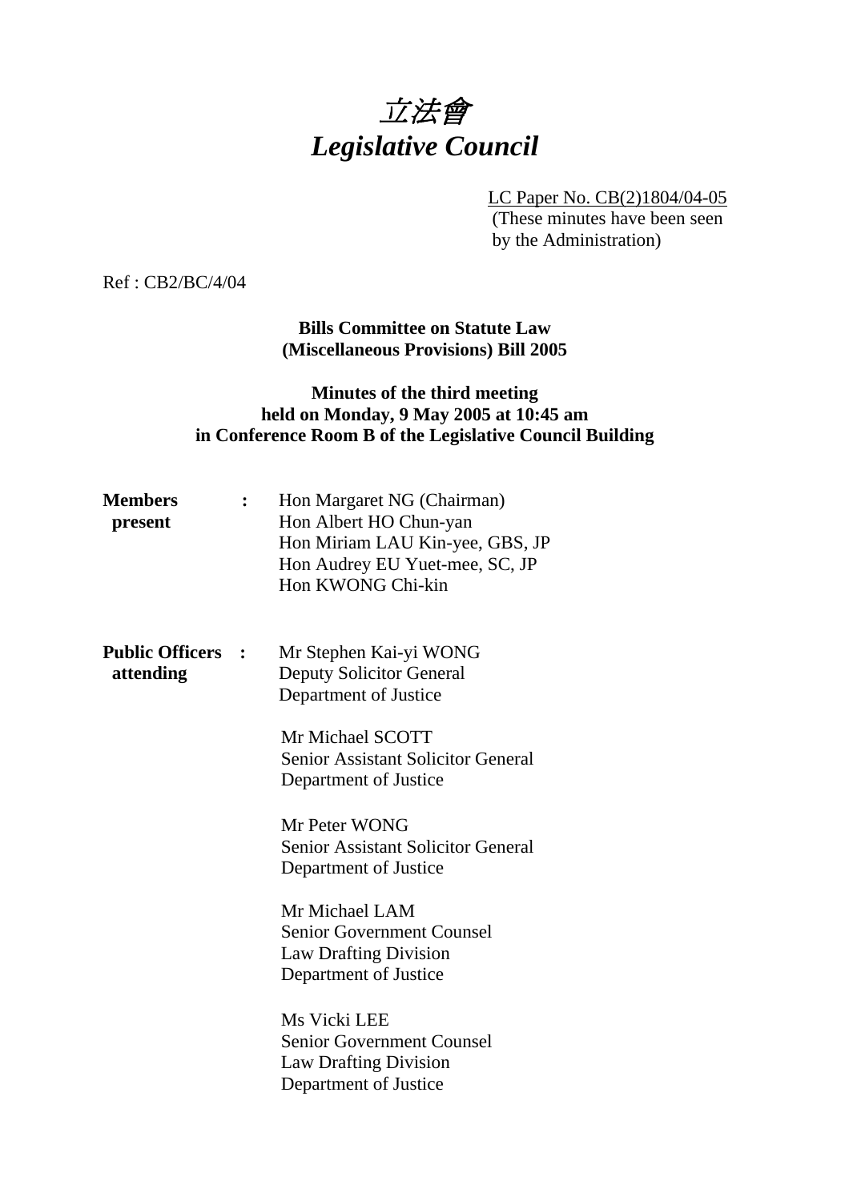# 立法會
# *Legislative Council*

LC Paper No. CB(2)1804/04-05
(These minutes have been seen by the Administration)

Ref : CB2/BC/4/04

**Bills Committee on Statute Law (Miscellaneous Provisions) Bill 2005**

**Minutes of the third meeting held on Monday, 9 May 2005 at 10:45 am in Conference Room B of the Legislative Council Building**

**Members present** :
Hon Margaret NG (Chairman)
Hon Albert HO Chun-yan
Hon Miriam LAU Kin-yee, GBS, JP
Hon Audrey EU Yuet-mee, SC, JP
Hon KWONG Chi-kin

**Public Officers attending** :
Mr Stephen Kai-yi WONG
Deputy Solicitor General
Department of Justice

Mr Michael SCOTT
Senior Assistant Solicitor General
Department of Justice

Mr Peter WONG
Senior Assistant Solicitor General
Department of Justice

Mr Michael LAM
Senior Government Counsel
Law Drafting Division
Department of Justice

Ms Vicki LEE
Senior Government Counsel
Law Drafting Division
Department of Justice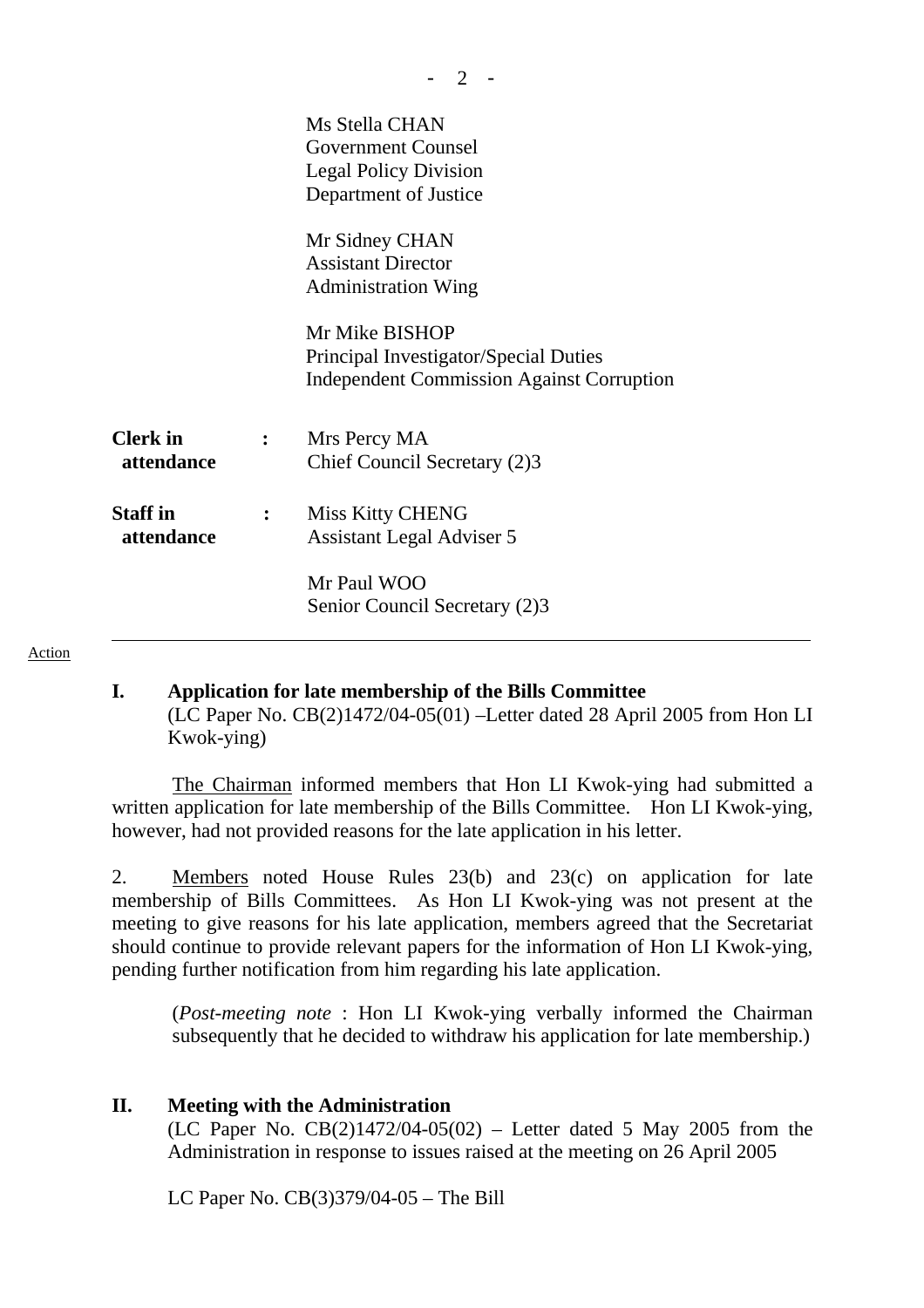| | | |
|---|---|---|
| | | Ms Stella CHAN<br>Government Counsel<br>Legal Policy Division<br>Department of Justice |
| | | Mr Sidney CHAN<br>Assistant Director<br>Administration Wing |
| | | Mr Mike BISHOP<br>Principal Investigator/Special Duties<br>Independent Commission Against Corruption |
| **Clerk in attendance** | **:** | Mrs Percy MA<br>Chief Council Secretary (2)3 |
| **Staff in attendance** | **:** | Miss Kitty CHENG<br>Assistant Legal Adviser 5 |
| | | Mr Paul WOO<br>Senior Council Secretary (2)3 |

---

Action

**I. Application for late membership of the Bills Committee**
(LC Paper No. CB(2)1472/04-05(01) –Letter dated 28 April 2005 from Hon LI Kwok-ying)

The Chairman informed members that Hon LI Kwok-ying had submitted a written application for late membership of the Bills Committee. Hon LI Kwok-ying, however, had not provided reasons for the late application in his letter.

2. Members noted House Rules 23(b) and 23(c) on application for late membership of Bills Committees. As Hon LI Kwok-ying was not present at the meeting to give reasons for his late application, members agreed that the Secretariat should continue to provide relevant papers for the information of Hon LI Kwok-ying, pending further notification from him regarding his late application.

(*Post-meeting note* : Hon LI Kwok-ying verbally informed the Chairman subsequently that he decided to withdraw his application for late membership.)

**II. Meeting with the Administration**
(LC Paper No. CB(2)1472/04-05(02) – Letter dated 5 May 2005 from the Administration in response to issues raised at the meeting on 26 April 2005

LC Paper No. CB(3)379/04-05 – The Bill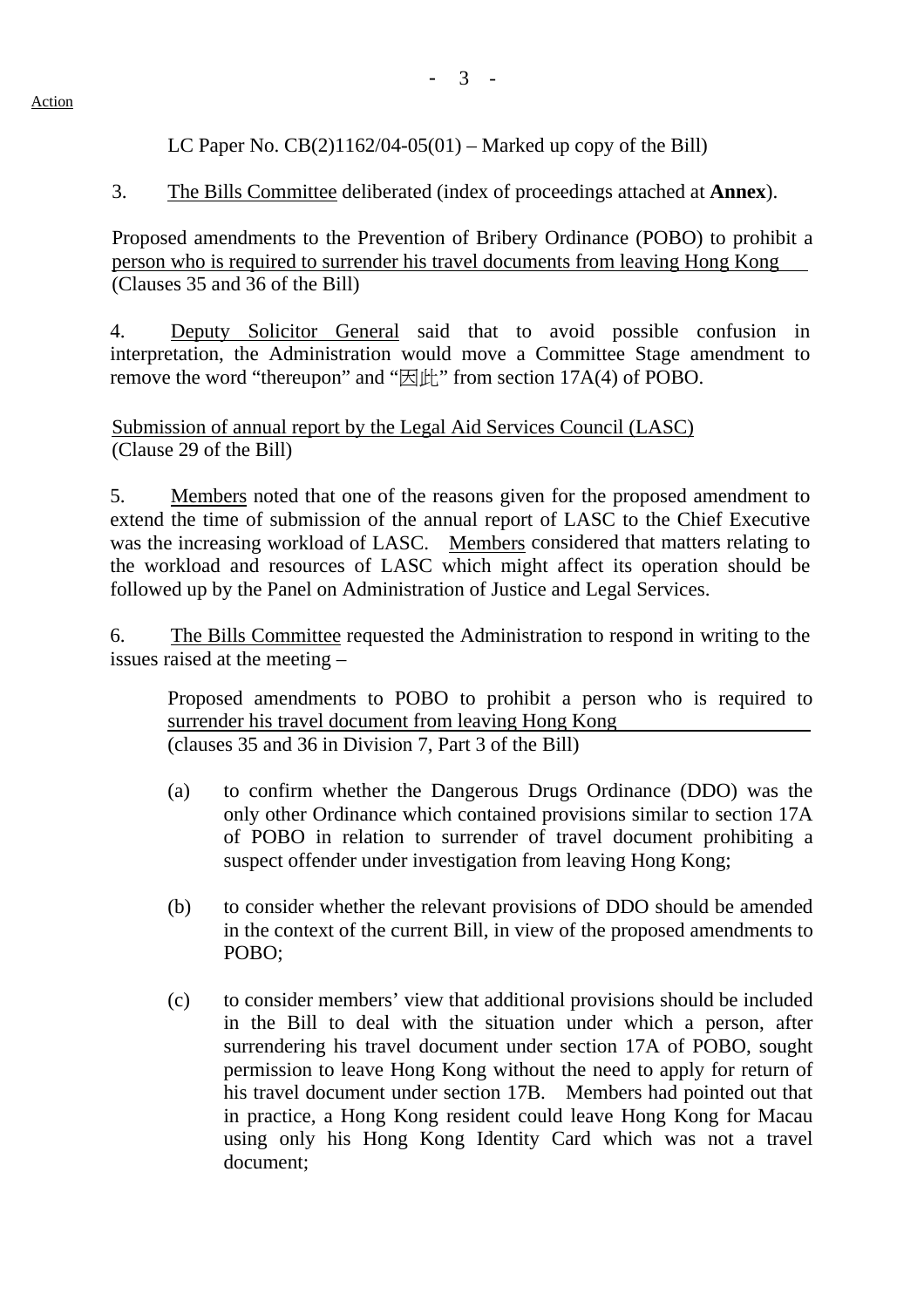LC Paper No. CB(2)1162/04-05(01) – Marked up copy of the Bill)

3. The Bills Committee deliberated (index of proceedings attached at **Annex**).

Proposed amendments to the Prevention of Bribery Ordinance (POBO) to prohibit a person who is required to surrender his travel documents from leaving Hong Kong
(Clauses 35 and 36 of the Bill)

4. Deputy Solicitor General said that to avoid possible confusion in interpretation, the Administration would move a Committee Stage amendment to remove the word "thereupon" and "因此" from section 17A(4) of POBO.

Submission of annual report by the Legal Aid Services Council (LASC)
(Clause 29 of the Bill)

5. Members noted that one of the reasons given for the proposed amendment to extend the time of submission of the annual report of LASC to the Chief Executive was the increasing workload of LASC. Members considered that matters relating to the workload and resources of LASC which might affect its operation should be followed up by the Panel on Administration of Justice and Legal Services.

6. The Bills Committee requested the Administration to respond in writing to the issues raised at the meeting –

Proposed amendments to POBO to prohibit a person who is required to surrender his travel document from leaving Hong Kong
(clauses 35 and 36 in Division 7, Part 3 of the Bill)

(a) to confirm whether the Dangerous Drugs Ordinance (DDO) was the only other Ordinance which contained provisions similar to section 17A of POBO in relation to surrender of travel document prohibiting a suspect offender under investigation from leaving Hong Kong;

(b) to consider whether the relevant provisions of DDO should be amended in the context of the current Bill, in view of the proposed amendments to POBO;

(c) to consider members' view that additional provisions should be included in the Bill to deal with the situation under which a person, after surrendering his travel document under section 17A of POBO, sought permission to leave Hong Kong without the need to apply for return of his travel document under section 17B. Members had pointed out that in practice, a Hong Kong resident could leave Hong Kong for Macau using only his Hong Kong Identity Card which was not a travel document;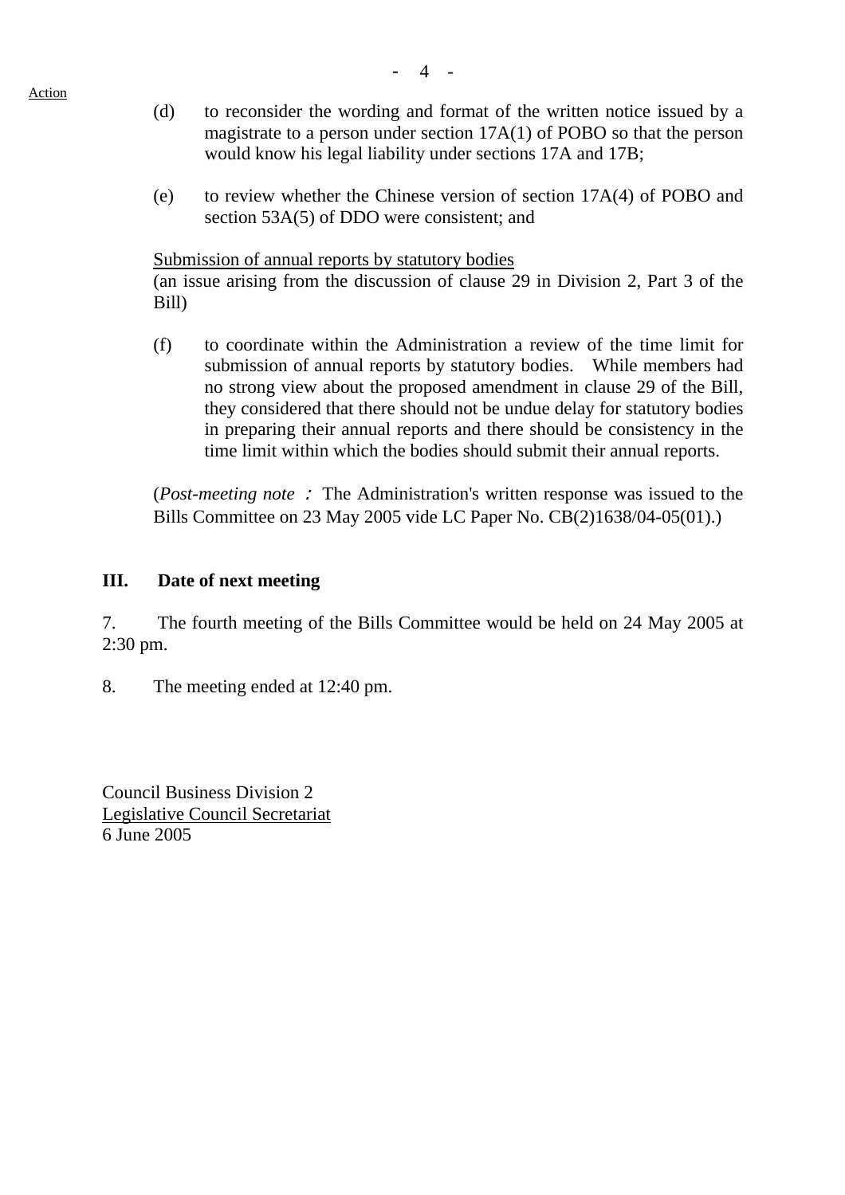Action

(d) to reconsider the wording and format of the written notice issued by a magistrate to a person under section 17A(1) of POBO so that the person would know his legal liability under sections 17A and 17B;

(e) to review whether the Chinese version of section 17A(4) of POBO and section 53A(5) of DDO were consistent; and

<u>Submission of annual reports by statutory bodies</u>
(an issue arising from the discussion of clause 29 in Division 2, Part 3 of the Bill)

(f) to coordinate within the Administration a review of the time limit for submission of annual reports by statutory bodies. While members had no strong view about the proposed amendment in clause 29 of the Bill, they considered that there should not be undue delay for statutory bodies in preparing their annual reports and there should be consistency in the time limit within which the bodies should submit their annual reports.

(*Post-meeting note*： The Administration's written response was issued to the Bills Committee on 23 May 2005 vide LC Paper No. CB(2)1638/04-05(01).)

## III. Date of next meeting

7. The fourth meeting of the Bills Committee would be held on 24 May 2005 at 2:30 pm.

8. The meeting ended at 12:40 pm.

Council Business Division 2
<u>Legislative Council Secretariat</u>
6 June 2005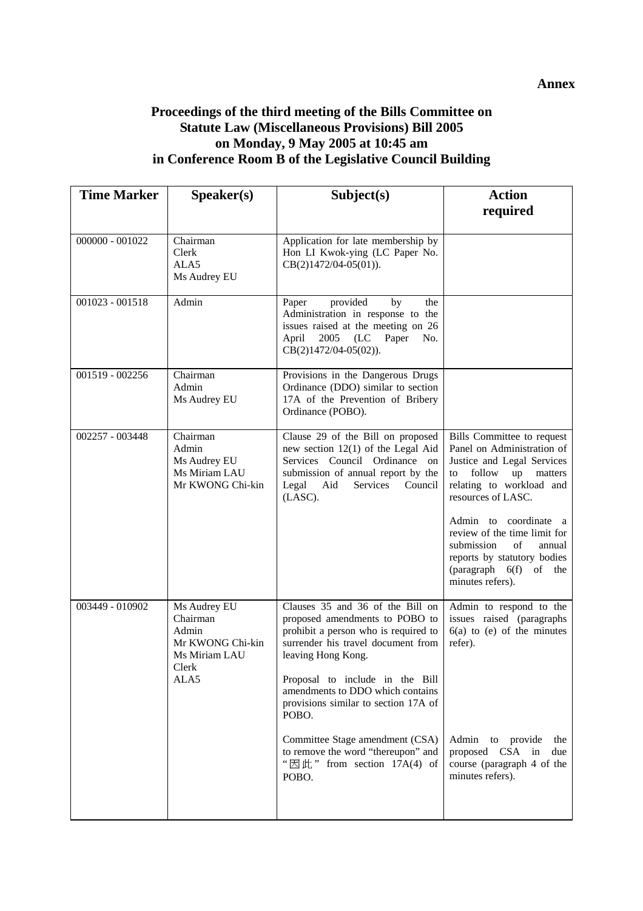**Annex**

## Proceedings of the third meeting of the Bills Committee on Statute Law (Miscellaneous Provisions) Bill 2005 on Monday, 9 May 2005 at 10:45 am in Conference Room B of the Legislative Council Building

| Time Marker | Speaker(s) | Subject(s) | Action required |
|---|---|---|---|
| 000000 - 001022 | Chairman<br>Clerk<br>ALA5<br>Ms Audrey EU | Application for late membership by Hon LI Kwok-ying (LC Paper No. CB(2)1472/04-05(01)). | |
| 001023 - 001518 | Admin | Paper provided by the Administration in response to the issues raised at the meeting on 26 April 2005 (LC Paper No. CB(2)1472/04-05(02)). | |
| 001519 - 002256 | Chairman<br>Admin<br>Ms Audrey EU | Provisions in the Dangerous Drugs Ordinance (DDO) similar to section 17A of the Prevention of Bribery Ordinance (POBO). | |
| 002257 - 003448 | Chairman<br>Admin<br>Ms Audrey EU<br>Ms Miriam LAU<br>Mr KWONG Chi-kin | Clause 29 of the Bill on proposed new section 12(1) of the Legal Aid Services Council Ordinance on submission of annual report by the Legal Aid Services Council (LASC). | Bills Committee to request Panel on Administration of Justice and Legal Services to follow up matters relating to workload and resources of LASC.<br><br>Admin to coordinate a review of the time limit for submission of annual reports by statutory bodies (paragraph 6(f) of the minutes refers). |
| 003449 - 010902 | Ms Audrey EU<br>Chairman<br>Admin<br>Mr KWONG Chi-kin<br>Ms Miriam LAU<br>Clerk<br>ALA5 | Clauses 35 and 36 of the Bill on proposed amendments to POBO to prohibit a person who is required to surrender his travel document from leaving Hong Kong.<br><br>Proposal to include in the Bill amendments to DDO which contains provisions similar to section 17A of POBO.<br><br>Committee Stage amendment (CSA) to remove the word "thereupon" and "因此" from section 17A(4) of POBO. | Admin to respond to the issues raised (paragraphs 6(a) to (e) of the minutes refer).<br><br>Admin to provide the proposed CSA in due course (paragraph 4 of the minutes refers). |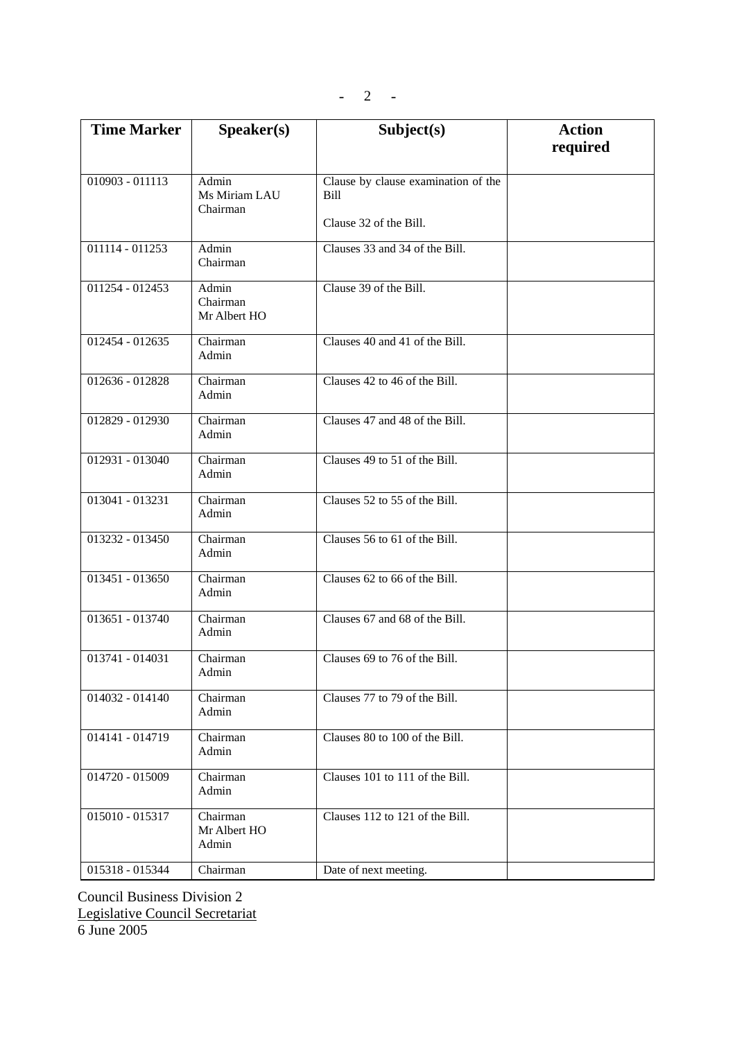| Time Marker | Speaker(s) | Subject(s) | Action required |
|---|---|---|---|
| 010903 - 011113 | Admin<br>Ms Miriam LAU<br>Chairman | Clause by clause examination of the Bill<br><br>Clause 32 of the Bill. | |
| 011114 - 011253 | Admin<br>Chairman | Clauses 33 and 34 of the Bill. | |
| 011254 - 012453 | Admin<br>Chairman<br>Mr Albert HO | Clause 39 of the Bill. | |
| 012454 - 012635 | Chairman<br>Admin | Clauses 40 and 41 of the Bill. | |
| 012636 - 012828 | Chairman<br>Admin | Clauses 42 to 46 of the Bill. | |
| 012829 - 012930 | Chairman<br>Admin | Clauses 47 and 48 of the Bill. | |
| 012931 - 013040 | Chairman<br>Admin | Clauses 49 to 51 of the Bill. | |
| 013041 - 013231 | Chairman<br>Admin | Clauses 52 to 55 of the Bill. | |
| 013232 - 013450 | Chairman<br>Admin | Clauses 56 to 61 of the Bill. | |
| 013451 - 013650 | Chairman<br>Admin | Clauses 62 to 66 of the Bill. | |
| 013651 - 013740 | Chairman<br>Admin | Clauses 67 and 68 of the Bill. | |
| 013741 - 014031 | Chairman<br>Admin | Clauses 69 to 76 of the Bill. | |
| 014032 - 014140 | Chairman<br>Admin | Clauses 77 to 79 of the Bill. | |
| 014141 - 014719 | Chairman<br>Admin | Clauses 80 to 100 of the Bill. | |
| 014720 - 015009 | Chairman<br>Admin | Clauses 101 to 111 of the Bill. | |
| 015010 - 015317 | Chairman<br>Mr Albert HO<br>Admin | Clauses 112 to 121 of the Bill. | |
| 015318 - 015344 | Chairman | Date of next meeting. | |

Council Business Division 2
Legislative Council Secretariat
6 June 2005